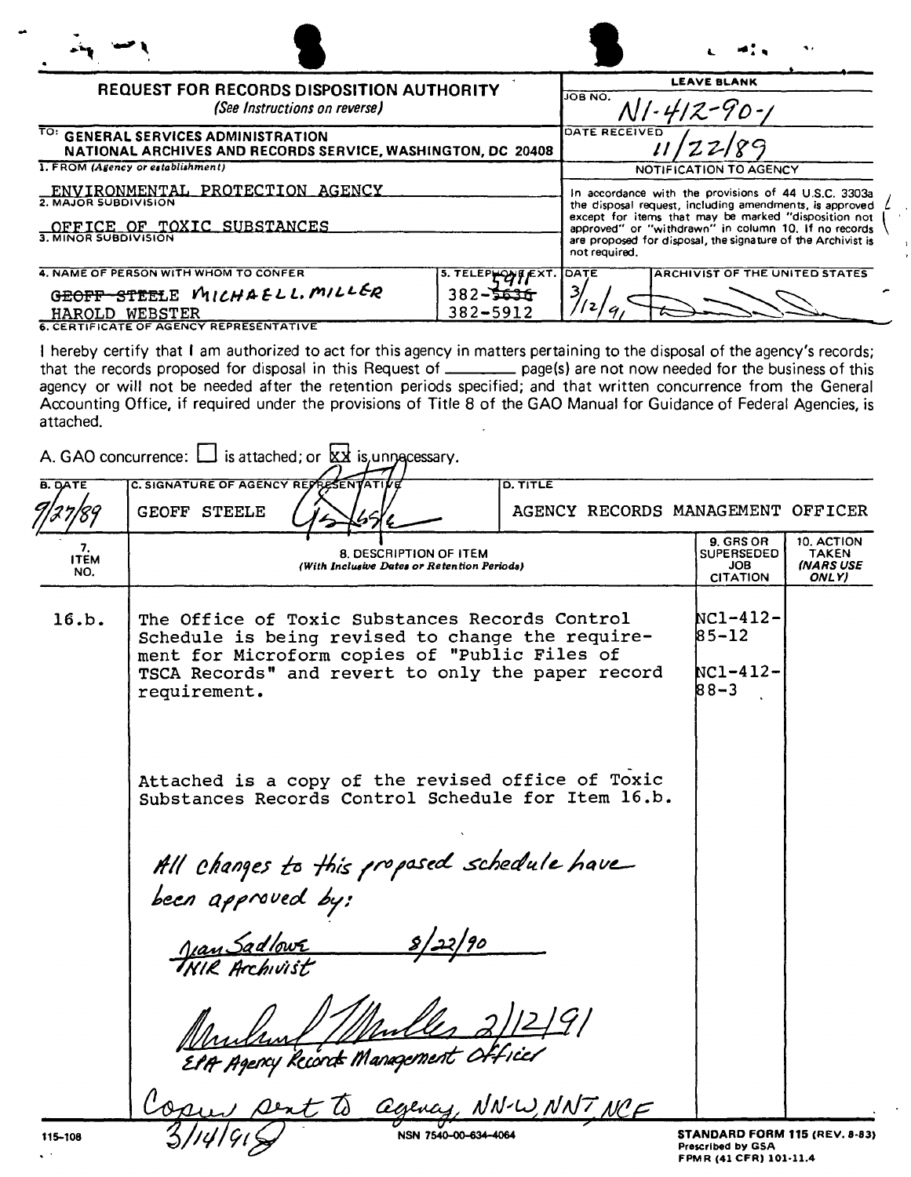# REQUEST FOR RECORDS DISPOSITION AUTHORITY

*(See Instructions on reverse)*

**LEAVE BLANK**

JOB NO. N1-412-90-1

DATE RECEIVED 11/22/89

**NOTIFICATION TO AGENCY**

In accordance with the provisions of 44 U.S.C. 3303a the disposal request, including amendments, is approved except for items that may be marked "disposition not approved" or "withdrawn" in column 10. If no records are proposed for disposal, the signature of the Archivist is not required.

DATE: 3/12/91

ARCHIVIST OF THE UNITED STATES: [signature]

TO: GENERAL SERVICES ADMINISTRATION
NATIONAL ARCHIVES AND RECORDS SERVICE, WASHINGTON, DC 20408

1. FROM (Agency or establishment)
ENVIRONMENTAL PROTECTION AGENCY

2. MAJOR SUBDIVISION
OFFICE OF TOXIC SUBSTANCES

3. MINOR SUBDIVISION

4. NAME OF PERSON WITH WHOM TO CONFER
~~GEOFF STEELE~~ MICHAEL L. MILLER
HAROLD WEBSTER

5. TELEPHONE EXT.
382-~~5636~~ 5911
382-5912

6. CERTIFICATE OF AGENCY REPRESENTATIVE

I hereby certify that I am authorized to act for this agency in matters pertaining to the disposal of the agency's records; that the records proposed for disposal in this Request of ______ page(s) are not now needed for the business of this agency or will not be needed after the retention periods specified; and that written concurrence from the General Accounting Office, if required under the provisions of Title 8 of the GAO Manual for Guidance of Federal Agencies, is attached.

A. GAO concurrence: ☐ is attached; or ☒ is unnecessary.

| B. DATE | C. SIGNATURE OF AGENCY REPRESENTATIVE | D. TITLE |
|---|---|---|
| 9/27/89 | GEOFF STEELE [signature] | AGENCY RECORDS MANAGEMENT OFFICER |

| 7. ITEM NO. | 8. DESCRIPTION OF ITEM (With Inclusive Dates or Retention Periods) | 9. GRS OR SUPERSEDED JOB CITATION | 10. ACTION TAKEN (NARS USE ONLY) |
|---|---|---|---|
| 16.b. | The Office of Toxic Substances Records Control Schedule is being revised to change the requirement for Microform copies of "Public Files of TSCA Records" and revert to only the paper record requirement.<br><br>Attached is a copy of the revised office of Toxic Substances Records Control Schedule for Item 16.b.<br><br>*All changes to this proposed schedule have been approved by:*<br><br>*Jean Sadlowe 8/22/90*<br>*NIR Archivist*<br><br>*[signature] 2/12/91*<br>*EPA Agency Records Management Officer* | NC1-412-85-12<br><br>NC1-412-88-3 | |

*Copy sent to agency, NN-W, NNT, NCF 3/14/91*

115-108

NSN 7540-00-634-4064

**STANDARD FORM 115 (REV. 8-83)**
Prescribed by GSA
FPMR (41 CFR) 101-11.4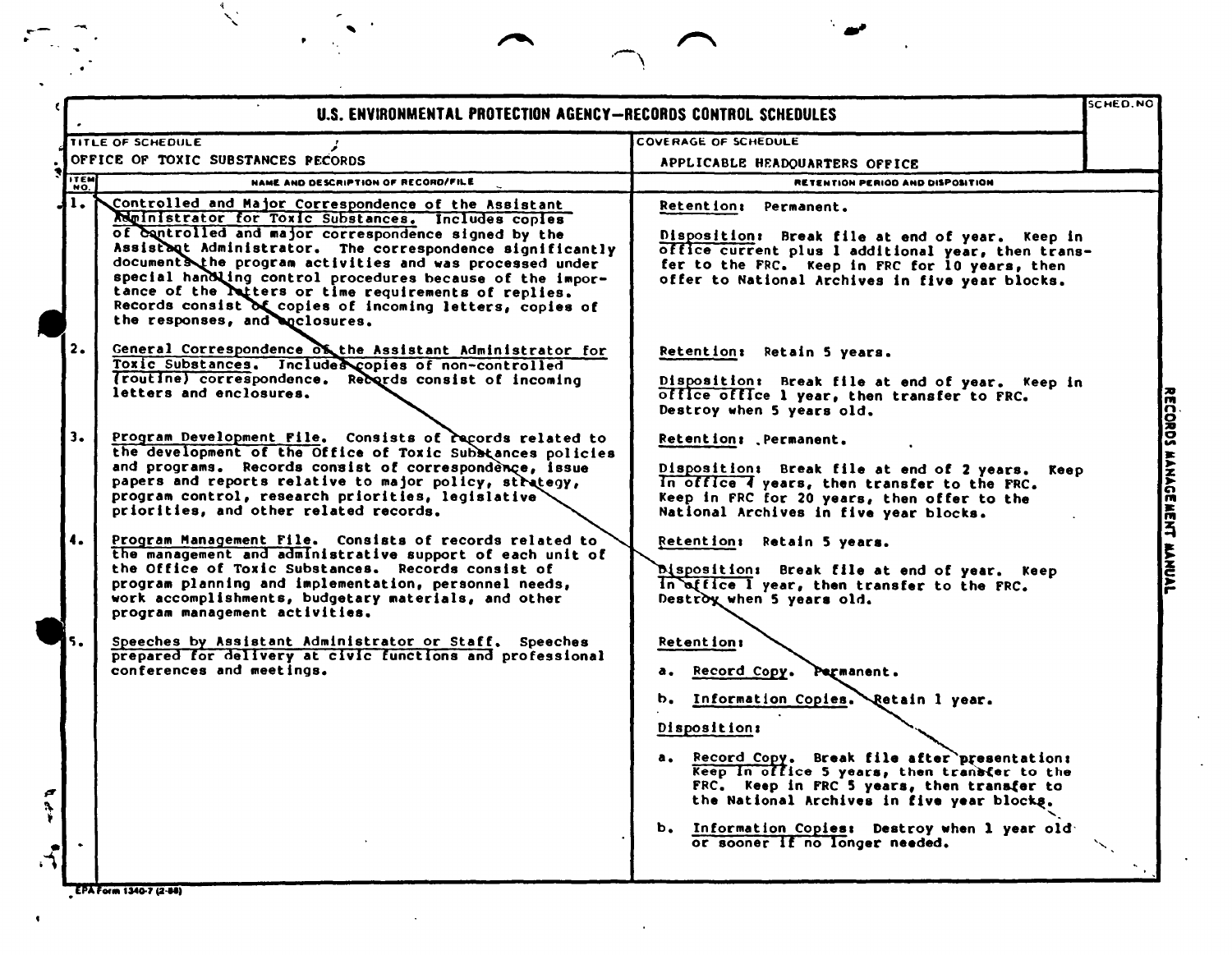# U.S. ENVIRONMENTAL PROTECTION AGENCY—RECORDS CONTROL SCHEDULES

| TITLE OF SCHEDULE | COVERAGE OF SCHEDULE | SCHED. NO |
|---|---|---|
| OFFICE OF TOXIC SUBSTANCES RECORDS | APPLICABLE HEADQUARTERS OFFICE | |

| ITEM NO. | NAME AND DESCRIPTION OF RECORD/FILE | RETENTION PERIOD AND DISPOSITION |
|---|---|---|
| 1. | Controlled and Major Correspondence of the Assistant Administrator for Toxic Substances. Includes copies of controlled and major correspondence signed by the Assistant Administrator. The correspondence significantly documents the program activities and was processed under special handling control procedures because of the importance of the letters or time requirements of replies. Records consist of copies of incoming letters, copies of the responses, and enclosures. | Retention: Permanent.<br><br>Disposition: Break file at end of year. Keep in office current plus 1 additional year, then transfer to the FRC. Keep in FRC for 10 years, then offer to National Archives in five year blocks. |
| 2. | General Correspondence of the Assistant Administrator for Toxic Substances. Includes copies of non-controlled (routine) correspondence. Records consist of incoming letters and enclosures. | Retention: Retain 5 years.<br><br>Disposition: Break file at end of year. Keep in office office 1 year, then transfer to FRC. Destroy when 5 years old. |
| 3. | Program Development File. Consists of records related to the development of the Office of Toxic Substances policies and programs. Records consist of correspondence, issue papers and reports relative to major policy, strategy, program control, research priorities, legislative priorities, and other related records. | Retention: Permanent.<br><br>Disposition: Break file at end of 2 years. Keep in office 4 years, then transfer to the FRC. Keep in FRC for 20 years, then offer to the National Archives in five year blocks. |
| 4. | Program Management File. Consists of records related to the management and administrative support of each unit of the Office of Toxic Substances. Records consist of program planning and implementation, personnel needs, work accomplishments, budgetary materials, and other program management activities. | Retention: Retain 5 years.<br><br>Disposition: Break file at end of year. Keep in office 1 year, then transfer to the FRC. Destroy when 5 years old. |
| 5. | Speeches by Assistant Administrator or Staff. Speeches prepared for delivery at civic functions and professional conferences and meetings. | Retention:<br><br>a. Record Copy. Permanent.<br><br>b. Information Copies. Retain 1 year.<br><br>Disposition:<br><br>a. Record Copy. Break file after presentation: Keep in office 5 years, then transfer to the FRC. Keep in FRC 5 years, then transfer to the National Archives in five year blocks.<br><br>b. Information Copies: Destroy when 1 year old or sooner if no longer needed. |

RECORDS MANAGEMENT MANUAL

EPA Form 1340-7 (2-88)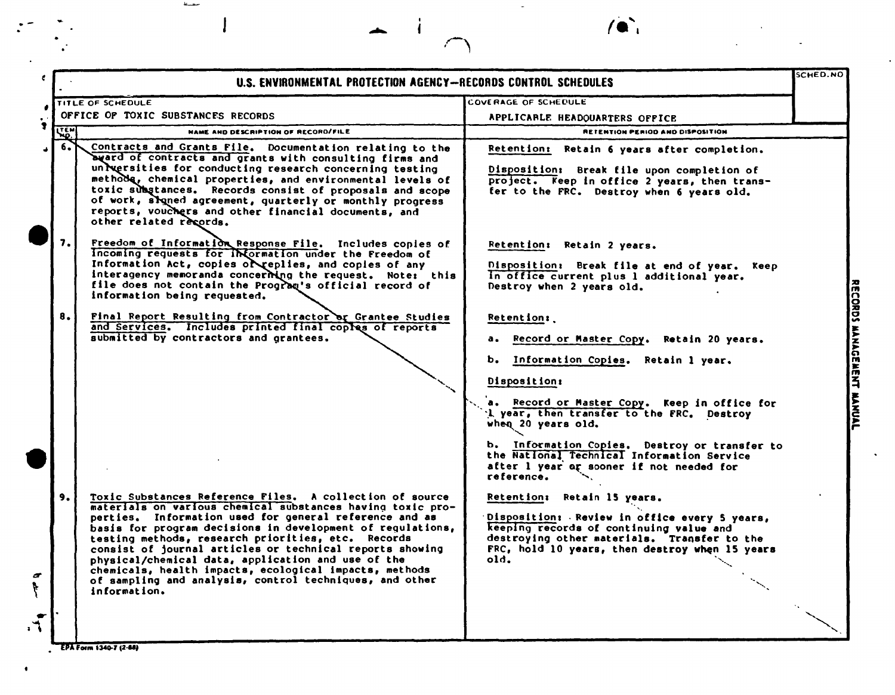# U.S. ENVIRONMENTAL PROTECTION AGENCY—RECORDS CONTROL SCHEDULES

SCHED. NO

| TITLE OF SCHEDULE | COVERAGE OF SCHEDULE |
|---|---|
| OFFICE OF TOXIC SUBSTANCES RECORDS | APPLICABLE HEADQUARTERS OFFICE |

| ITEM NO. | NAME AND DESCRIPTION OF RECORD/FILE | RETENTION PERIOD AND DISPOSITION |
|---|---|---|
| 6. | Contracts and Grants File. Documentation relating to the award of contracts and grants with consulting firms and universities for conducting research concerning testing methods, chemical properties, and environmental levels of toxic substances. Records consist of proposals and scope of work, signed agreement, quarterly or monthly progress reports, vouchers and other financial documents, and other related records. | Retention: Retain 6 years after completion.<br><br>Disposition: Break file upon completion of project. Keep in office 2 years, then transfer to the FRC. Destroy when 6 years old. |
| 7. | Freedom of Information Response File. Includes copies of incoming requests for information under the Freedom of Information Act, copies of replies, and copies of any interagency memoranda concerning the request. Note: this file does not contain the Program's official record of information being requested. | Retention: Retain 2 years.<br><br>Disposition: Break file at end of year. Keep in office current plus 1 additional year. Destroy when 2 years old. |
| 8. | Final Report Resulting from Contractor or Grantee Studies and Services. Includes printed final copies of reports submitted by contractors and grantees. | Retention:<br><br>a. Record or Master Copy. Retain 20 years.<br><br>b. Information Copies. Retain 1 year.<br><br>Disposition:<br><br>a. Record or Master Copy. Keep in office for 1 year, then transfer to the FRC. Destroy when 20 years old.<br><br>b. Information Copies. Destroy or transfer to the National Technical Information Service after 1 year or sooner if not needed for reference. |
| 9. | Toxic Substances Reference Files. A collection of source materials on various chemical substances having toxic properties. Information used for general reference and as basis for program decisions in development of regulations, testing methods, research priorities, etc. Records consist of journal articles or technical reports showing physical/chemical data, application and use of the chemicals, health impacts, ecological impacts, methods of sampling and analysis, control techniques, and other information. | Retention: Retain 15 years.<br><br>Disposition: Review in office every 5 years, keeping records of continuing value and destroying other materials. Transfer to the FRC, hold 10 years, then destroy when 15 years old. |

EPA Form 1340-7 (2-88)

RECORDS MANAGEMENT MANUAL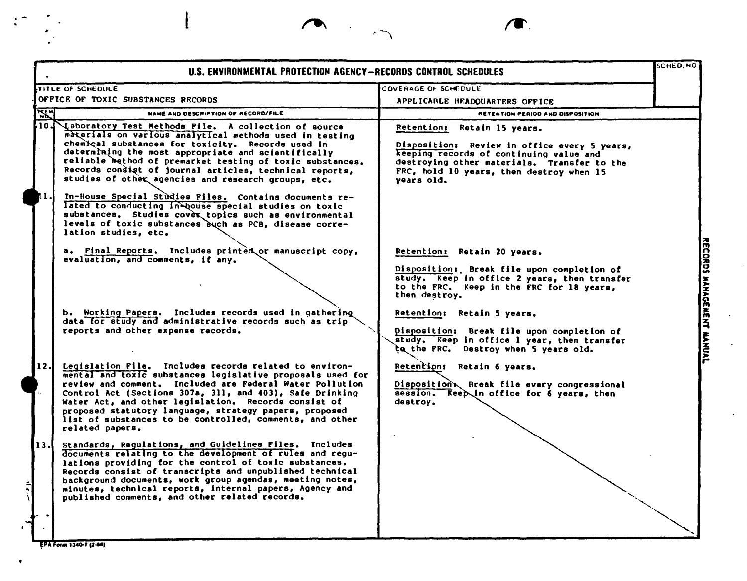# U.S. ENVIRONMENTAL PROTECTION AGENCY—RECORDS CONTROL SCHEDULES

| TITLE OF SCHEDULE | COVERAGE OF SCHEDULE | SCHED. NO |
|---|---|---|
| OFFICE OF TOXIC SUBSTANCES RECORDS | APPLICABLE HEADQUARTERS OFFICE | |

| ITEM NO. | NAME AND DESCRIPTION OF RECORD/FILE | RETENTION PERIOD AND DISPOSITION |
|---|---|---|
| 10. | Laboratory Test Methods File. A collection of source materials on various analytical methods used in testing chemical substances for toxicity. Records used in determining the most appropriate and scientifically reliable method of premarket testing of toxic substances. Records consist of journal articles, technical reports, studies of other agencies and research groups, etc. | Retention: Retain 15 years.<br><br>Disposition: Review in office every 5 years, keeping records of continuing value and destroying other materials. Transfer to the FRC, hold 10 years, then destroy when 15 years old. |
| 11. | In-House Special Studies Files. Contains documents related to conducting in-house special studies on toxic substances. Studies cover topics such as environmental levels of toxic substances such as PCB, disease correlation studies, etc. | |
| | a. Final Reports. Includes printed or manuscript copy, evaluation, and comments, if any. | Retention: Retain 20 years.<br><br>Disposition: Break file upon completion of study. Keep in office 2 years, then transfer to the FRC. Keep in the FRC for 18 years, then destroy. |
| | b. Working Papers. Includes records used in gathering data for study and administrative records such as trip reports and other expense records. | Retention: Retain 5 years.<br><br>Disposition: Break file upon completion of study. Keep in office 1 year, then transfer to the FRC. Destroy when 5 years old. |
| 12. | Legislation File. Includes records related to environmental and toxic substances legislative proposals used for review and comment. Included are Federal Water Pollution Control Act (Sections 307a, 311, and 403), Safe Drinking Water Act, and other legislation. Records consist of proposed statutory language, strategy papers, proposed list of substances to be controlled, comments, and other related papers. | Retention: Retain 6 years.<br><br>Disposition: Break file every congressional session. Keep in office for 6 years, then destroy. |
| 13. | Standards, Regulations, and Guidelines Files. Includes documents relating to the development of rules and regulations providing for the control of toxic substances. Records consist of transcripts and unpublished technical background documents, work group agendas, meeting notes, minutes, technical reports, internal papers, Agency and published comments, and other related records. | |

EPA Form 1340-7 (2-66)

RECORDS MANAGEMENT MANUAL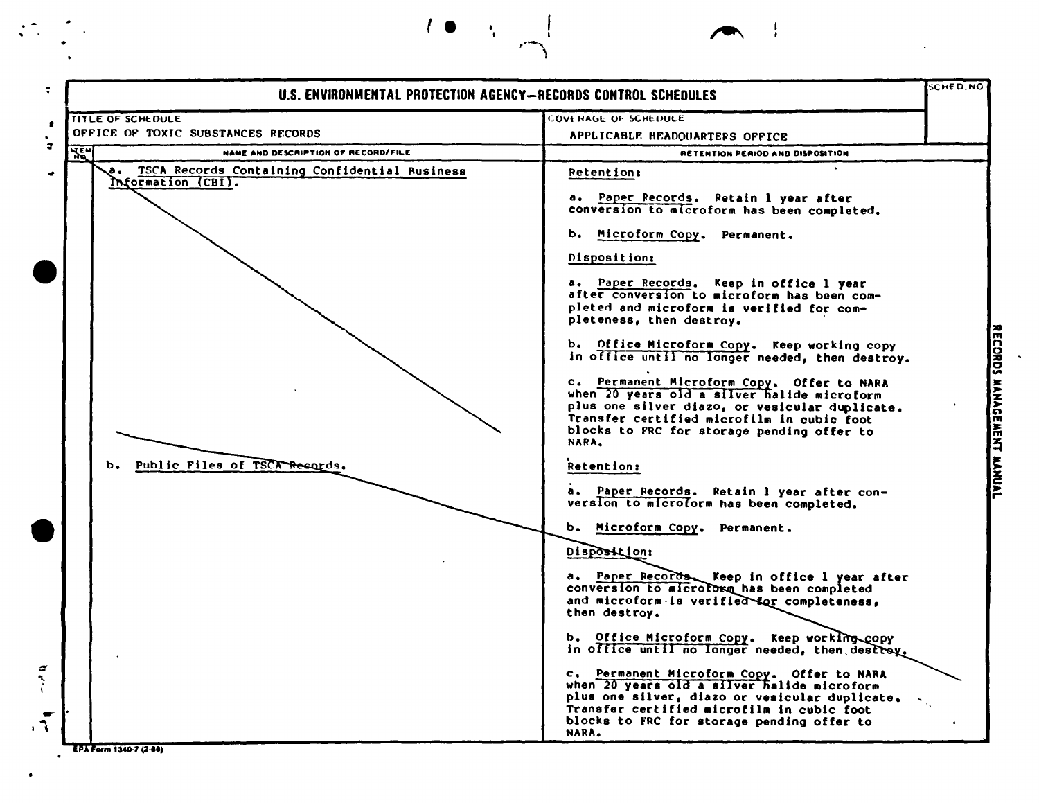# U.S. ENVIRONMENTAL PROTECTION AGENCY—RECORDS CONTROL SCHEDULES

| TITLE OF SCHEDULE | COVERAGE OF SCHEDULE | SCHED. NO |
|---|---|---|
| OFFICE OF TOXIC SUBSTANCES RECORDS | APPLICABLE HEADQUARTERS OFFICE | |

| ITEM NO. | NAME AND DESCRIPTION OF RECORD/FILE | RETENTION PERIOD AND DISPOSITION |
|---|---|---|
| | a. TSCA Records Containing Confidential Business Information (CBI). | **Retention:**<br><br>a. Paper Records. Retain 1 year after conversion to microform has been completed.<br><br>b. Microform Copy. Permanent.<br><br>**Disposition:**<br><br>a. Paper Records. Keep in office 1 year after conversion to microform has been completed and microform is verified for completeness, then destroy.<br><br>b. Office Microform Copy. Keep working copy in office until no longer needed, then destroy.<br><br>c. Permanent Microform Copy. Offer to NARA when 20 years old a silver halide microform plus one silver diazo, or vesicular duplicate. Transfer certified microfilm in cubic foot blocks to FRC for storage pending offer to NARA. |
| | b. Public Files of TSCA Records. | **Retention:**<br><br>a. Paper Records. Retain 1 year after conversion to microform has been completed.<br><br>b. Microform Copy. Permanent.<br><br>**Disposition:**<br><br>a. Paper Records. Keep in office 1 year after conversion to microform has been completed and microform is verified for completeness, then destroy.<br><br>b. Office Microform Copy. Keep working copy in office until no longer needed, then destroy.<br><br>c. Permanent Microform Copy. Offer to NARA when 20 years old a silver halide microform plus one silver, diazo or vesicular duplicate. Transfer certified microfilm in cubic foot blocks to FRC for storage pending offer to NARA. |

EPA Form 1340-7 (2-88)

RECORDS MANAGEMENT MANUAL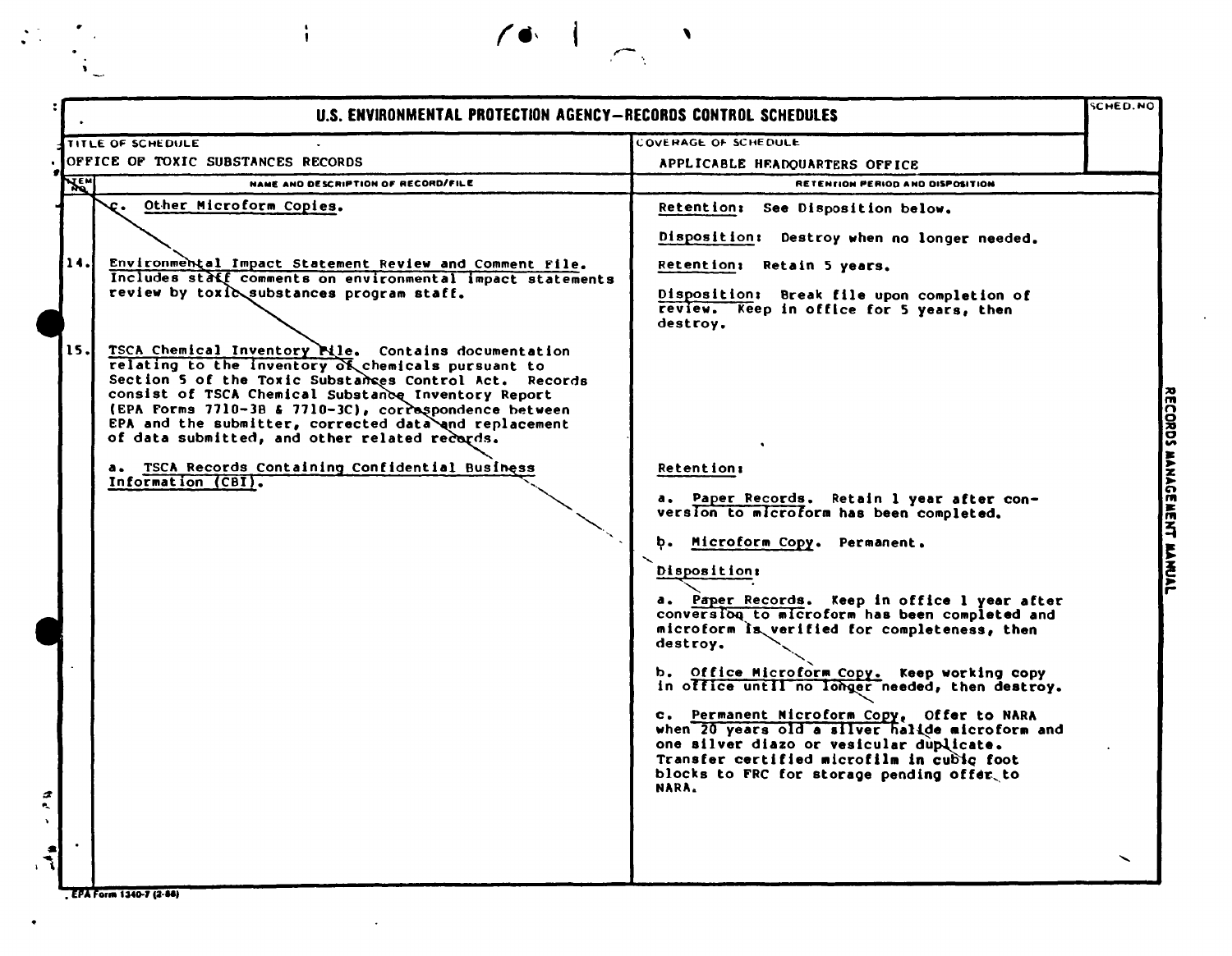# U.S. ENVIRONMENTAL PROTECTION AGENCY—RECORDS CONTROL SCHEDULES

| TITLE OF SCHEDULE | COVERAGE OF SCHEDULE | SCHED. NO |
|---|---|---|
| OFFICE OF TOXIC SUBSTANCES RECORDS | APPLICABLE HEADQUARTERS OFFICE | |

| ITEM NO. | NAME AND DESCRIPTION OF RECORD/FILE | RETENTION PERIOD AND DISPOSITION |
|---|---|---|
| | c. Other Microform Copies. | Retention: See Disposition below.<br><br>Disposition: Destroy when no longer needed. |
| 14. | Environmental Impact Statement Review and Comment File. Includes staff comments on environmental impact statements review by toxic substances program staff. | Retention: Retain 5 years.<br><br>Disposition: Break file upon completion of review. Keep in office for 5 years, then destroy. |
| 15. | TSCA Chemical Inventory File. Contains documentation relating to the inventory of chemicals pursuant to Section 5 of the Toxic Substances Control Act. Records consist of TSCA Chemical Substance Inventory Report (EPA Forms 7710-3B & 7710-3C), correspondence between EPA and the submitter, corrected data and replacement of data submitted, and other related records.<br><br>a. TSCA Records Containing Confidential Business Information (CBI). | Retention:<br><br>a. Paper Records. Retain 1 year after conversion to microform has been completed.<br><br>b. Microform Copy. Permanent.<br><br>Disposition:<br><br>a. Paper Records. Keep in office 1 year after conversion to microform has been completed and microform is verified for completeness, then destroy.<br><br>b. Office Microform Copy. Keep working copy in office until no longer needed, then destroy.<br><br>c. Permanent Microform Copy. Offer to NARA when 20 years old a silver halide microform and one silver diazo or vesicular duplicate. Transfer certified microfilm in cubic foot blocks to FRC for storage pending offer to NARA. |

EPA Form 1340-7 (2-88)

RECORDS MANAGEMENT MANUAL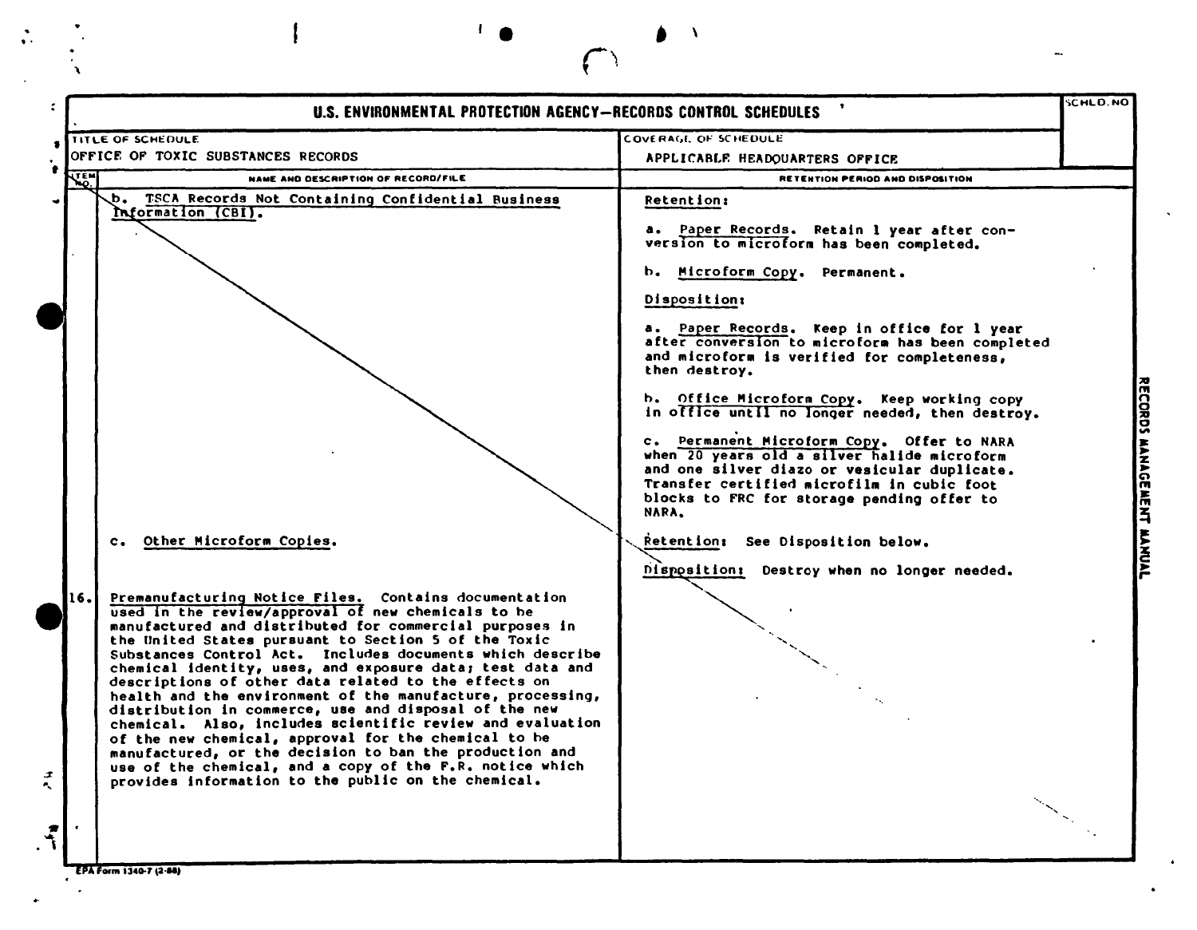# U.S. ENVIRONMENTAL PROTECTION AGENCY—RECORDS CONTROL SCHEDULES

| TITLE OF SCHEDULE | COVERAGE OF SCHEDULE | SCHLD. NO |
|---|---|---|
| OFFICE OF TOXIC SUBSTANCES RECORDS | APPLICABLE HEADQUARTERS OFFICE | |

| ITEM NO. | NAME AND DESCRIPTION OF RECORD/FILE | RETENTION PERIOD AND DISPOSITION |
|---|---|---|
| | b. TSCA Records Not Containing Confidential Business Information (CBI). | **Retention:**<br><br>a. Paper Records. Retain 1 year after conversion to microform has been completed.<br><br>b. Microform Copy. Permanent.<br><br>**Disposition:**<br><br>a. Paper Records. Keep in office for 1 year after conversion to microform has been completed and microform is verified for completeness, then destroy.<br><br>b. Office Microform Copy. Keep working copy in office until no longer needed, then destroy.<br><br>c. Permanent Microform Copy. Offer to NARA when 20 years old a silver halide microform and one silver diazo or vesicular duplicate. Transfer certified microfilm in cubic foot blocks to FRC for storage pending offer to NARA. |
| | c. Other Microform Copies. | **Retention:** See Disposition below.<br><br>**Disposition:** Destroy when no longer needed. |
| 16. | Premanufacturing Notice Files. Contains documentation used in the review/approval of new chemicals to be manufactured and distributed for commercial purposes in the United States pursuant to Section 5 of the Toxic Substances Control Act. Includes documents which describe chemical identity, uses, and exposure data; test data and descriptions of other data related to the effects on health and the environment of the manufacture, processing, distribution in commerce, use and disposal of the new chemical. Also, includes scientific review and evaluation of the new chemical, approval for the chemical to be manufactured, or the decision to ban the production and use of the chemical, and a copy of the F.R. notice which provides information to the public on the chemical. | |

EPA Form 1340-7 (2-88)

RECORDS MANAGEMENT MANUAL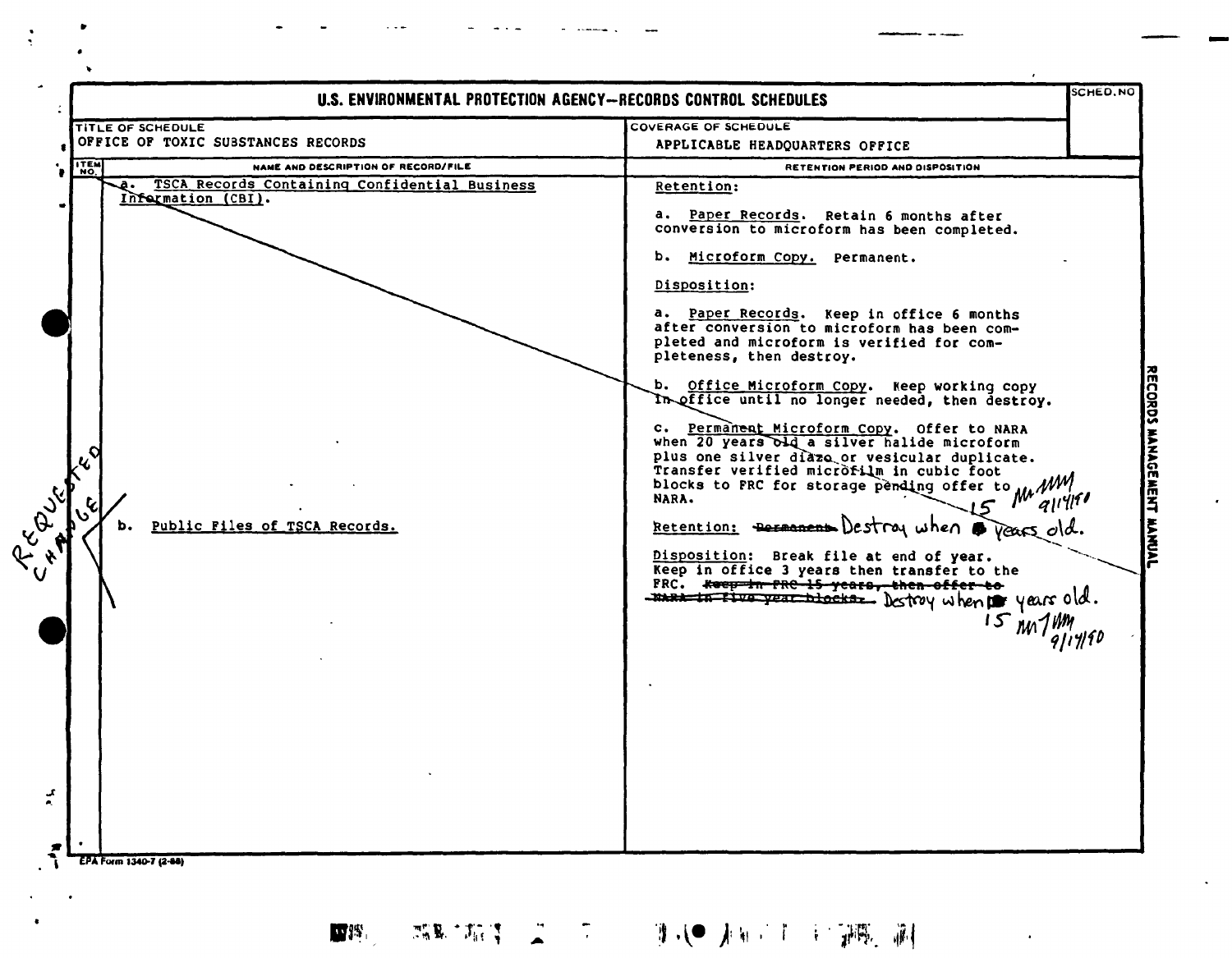# U.S. ENVIRONMENTAL PROTECTION AGENCY—RECORDS CONTROL SCHEDULES

| TITLE OF SCHEDULE | COVERAGE OF SCHEDULE | SCHED. NO |
|---|---|---|
| OFFICE OF TOXIC SUBSTANCES RECORDS | APPLICABLE HEADQUARTERS OFFICE | |

| ITEM NO. | NAME AND DESCRIPTION OF RECORD/FILE | RETENTION PERIOD AND DISPOSITION |
|---|---|---|
| | a. TSCA Records Containing Confidential Business Information (CBI). | Retention:<br><br>a. Paper Records. Retain 6 months after conversion to microform has been completed.<br><br>b. Microform Copy. Permanent.<br><br>Disposition:<br><br>a. Paper Records. Keep in office 6 months after conversion to microform has been completed and microform is verified for completeness, then destroy.<br><br>b. Office Microform Copy. Keep working copy in office until no longer needed, then destroy.<br><br>c. Permanent Microform Copy. Offer to NARA when 20 years old a silver halide microform plus one silver diazo or vesicular duplicate. Transfer verified microfilm in cubic foot blocks to FRC for storage pending offer to NARA. |
| REQUESTED CHANGE | b. Public Files of TSCA Records. | Retention: ~~Permanent~~ Destroy when 15 years old. MM 9/14/90<br><br>Disposition: Break file at end of year. Keep in office 3 years then transfer to the FRC. ~~Keep in FRC 15 years, then offer to NARA in five year blocks.~~ Destroy when 15 years old. MM 9/14/90 |

EPA Form 1340-7 (2-88)

RECORDS MANAGEMENT MANUAL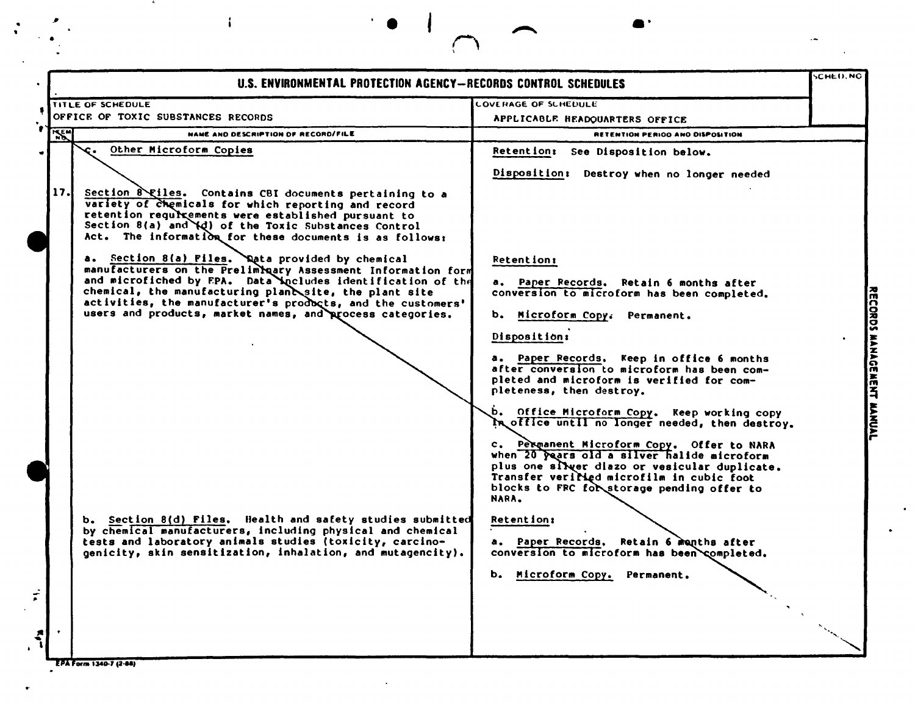# U.S. ENVIRONMENTAL PROTECTION AGENCY—RECORDS CONTROL SCHEDULES

| TITLE OF SCHEDULE | COVERAGE OF SCHEDULE | SCHED. NO |
|---|---|---|
| OFFICE OF TOXIC SUBSTANCES RECORDS | APPLICABLE HEADQUARTERS OFFICE | |

| ITEM NO. | NAME AND DESCRIPTION OF RECORD/FILE | RETENTION PERIOD AND DISPOSITION |
|---|---|---|
| | c. Other Microform Copies | Retention: See Disposition below.<br><br>Disposition: Destroy when no longer needed |
| 17. | Section 8 Files. Contains CBI documents pertaining to a variety of chemicals for which reporting and record retention requirements were established pursuant to Section 8(a) and (d) of the Toxic Substances Control Act. The information for these documents is as follows: | |
| | a. Section 8(a) Files. Data provided by chemical manufacturers on the Preliminary Assessment Information form and microfiched by EPA. Data includes identification of the chemical, the manufacturing plant site, the plant site activities, the manufacturer's products, and the customers' users and products, market names, and process categories. | Retention:<br><br>a. Paper Records. Retain 6 months after conversion to microform has been completed.<br><br>b. Microform Copy. Permanent.<br><br>Disposition:<br><br>a. Paper Records. Keep in office 6 months after conversion to microform has been completed and microform is verified for completeness, then destroy.<br><br>b. Office Microform Copy. Keep working copy in office until no longer needed, then destroy.<br><br>c. Permanent Microform Copy. Offer to NARA when 20 years old a silver halide microform plus one silver diazo or vesicular duplicate. Transfer verified microfilm in cubic foot blocks to FRC for storage pending offer to NARA. |
| | b. Section 8(d) Files. Health and safety studies submitted by chemical manufacturers, including physical and chemical tests and laboratory animals studies (toxicity, carcinogenicity, skin sensitization, inhalation, and mutagencity). | Retention:<br><br>a. Paper Records. Retain 6 months after conversion to microform has been completed.<br><br>b. Microform Copy. Permanent. |

RECORDS MANAGEMENT MANUAL

EPA Form 1340-7 (2-88)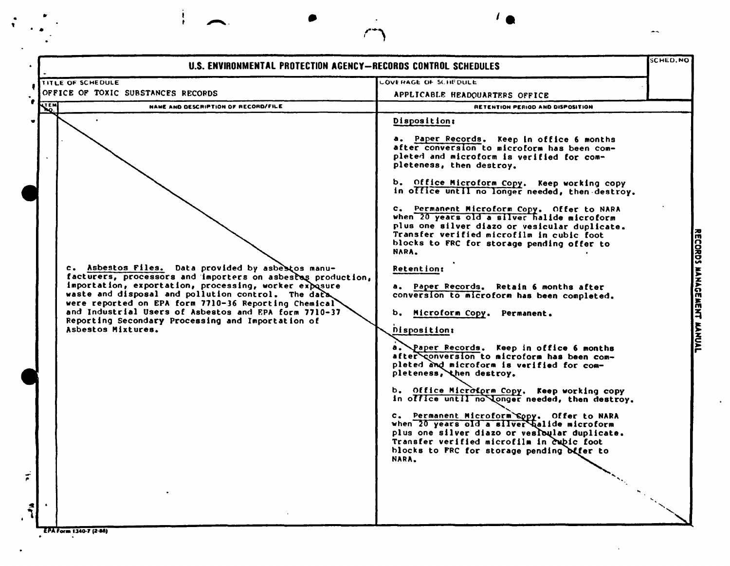# U.S. ENVIRONMENTAL PROTECTION AGENCY—RECORDS CONTROL SCHEDULES

| TITLE OF SCHEDULE | COVERAGE OF SCHEDULE | SCHED. NO |
|---|---|---|
| OFFICE OF TOXIC SUBSTANCES RECORDS | APPLICABLE HEADQUARTERS OFFICE | |

| ITEM NO. | NAME AND DESCRIPTION OF RECORD/FILE | RETENTION PERIOD AND DISPOSITION |
|---|---|---|
| | | **Disposition:**<br><br>a. Paper Records. Keep in office 6 months after conversion to microform has been completed and microform is verified for completeness, then destroy.<br><br>b. Office Microform Copy. Keep working copy in office until no longer needed, then destroy.<br><br>c. Permanent Microform Copy. Offer to NARA when 20 years old a silver halide microform plus one silver diazo or vesicular duplicate. Transfer verified microfilm in cubic foot blocks to FRC for storage pending offer to NARA. |
| | c. Asbestos Files. Data provided by asbestos manufacturers, processors and importers on asbestos production, importation, exportation, processing, worker exposure waste and disposal and pollution control. The data were reported on EPA form 7710-36 Reporting Chemical and Industrial Users of Asbestos and EPA form 7710-37 Reporting Secondary Processing and Importation of Asbestos Mixtures. | **Retention:**<br><br>a. Paper Records. Retain 6 months after conversion to microform has been completed.<br><br>b. Microform Copy. Permanent.<br><br>**Disposition:**<br><br>a. Paper Records. Keep in office 6 months after conversion to microform has been completed and microform is verified for completeness, then destroy.<br><br>b. Office Microform Copy. Keep working copy in office until no longer needed, then destroy.<br><br>c. Permanent Microform Copy. Offer to NARA when 20 years old a silver halide microform plus one silver diazo or vesicular duplicate. Transfer verified microfilm in cubic foot blocks to FRC for storage pending offer to NARA. |

EPA Form 1340-7 (2-86)

RECORDS MANAGEMENT MANUAL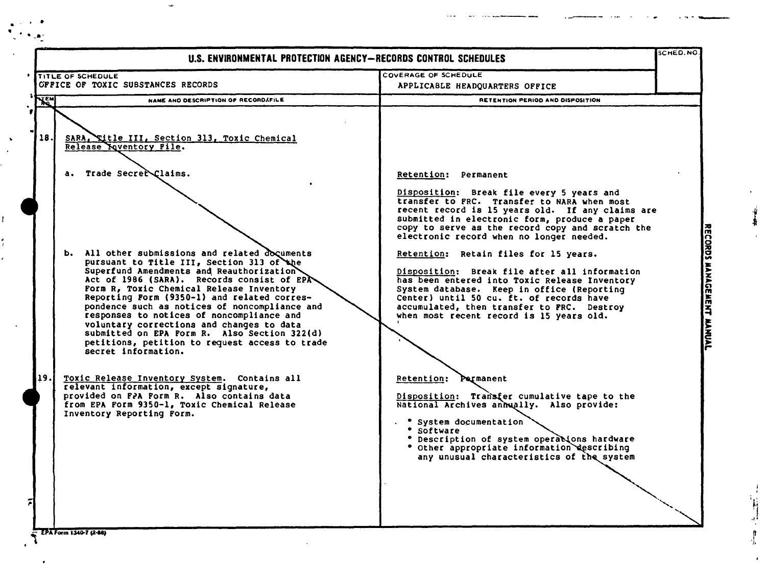# U.S. ENVIRONMENTAL PROTECTION AGENCY—RECORDS CONTROL SCHEDULES

| TITLE OF SCHEDULE | COVERAGE OF SCHEDULE | SCHED. NO. |
|---|---|---|
| OFFICE OF TOXIC SUBSTANCES RECORDS | APPLICABLE HEADQUARTERS OFFICE | |

| ITEM NO. | NAME AND DESCRIPTION OF RECORD/FILE | RETENTION PERIOD AND DISPOSITION |
|---|---|---|
| 18. | SARA, Title III, Section 313, Toxic Chemical Release Inventory File. | |
| | a. Trade Secret Claims. | Retention: Permanent<br><br>Disposition: Break file every 5 years and transfer to FRC. Transfer to NARA when most recent record is 15 years old. If any claims are submitted in electronic form, produce a paper copy to serve as the record copy and scratch the electronic record when no longer needed. |
| | b. All other submissions and related documents pursuant to Title III, Section 313 of the Superfund Amendments and Reauthorization Act of 1986 (SARA). Records consist of EPA Form R, Toxic Chemical Release Inventory Reporting Form (9350-1) and related correspondence such as notices of noncompliance and responses to notices of noncompliance and voluntary corrections and changes to data submitted on EPA Form R. Also Section 322(d) petitions, petition to request access to trade secret information. | Retention: Retain files for 15 years.<br><br>Disposition: Break file after all information has been entered into Toxic Release Inventory System database. Keep in office (Reporting Center) until 50 cu. ft. of records have accumulated, then transfer to FRC. Destroy when most recent record is 15 years old. |
| 19. | Toxic Release Inventory System. Contains all relevant information, except signature, provided on EPA Form R. Also contains data from EPA Form 9350-1, Toxic Chemical Release Inventory Reporting Form. | Retention: Permanent<br><br>Disposition: Transfer cumulative tape to the National Archives annually. Also provide:<br>• System documentation<br>• Software<br>• Description of system operations hardware<br>• Other appropriate information describing any unusual characteristics of the system |

RECORDS MANAGEMENT MANUAL

EPA Form 1340-7 (2-88)